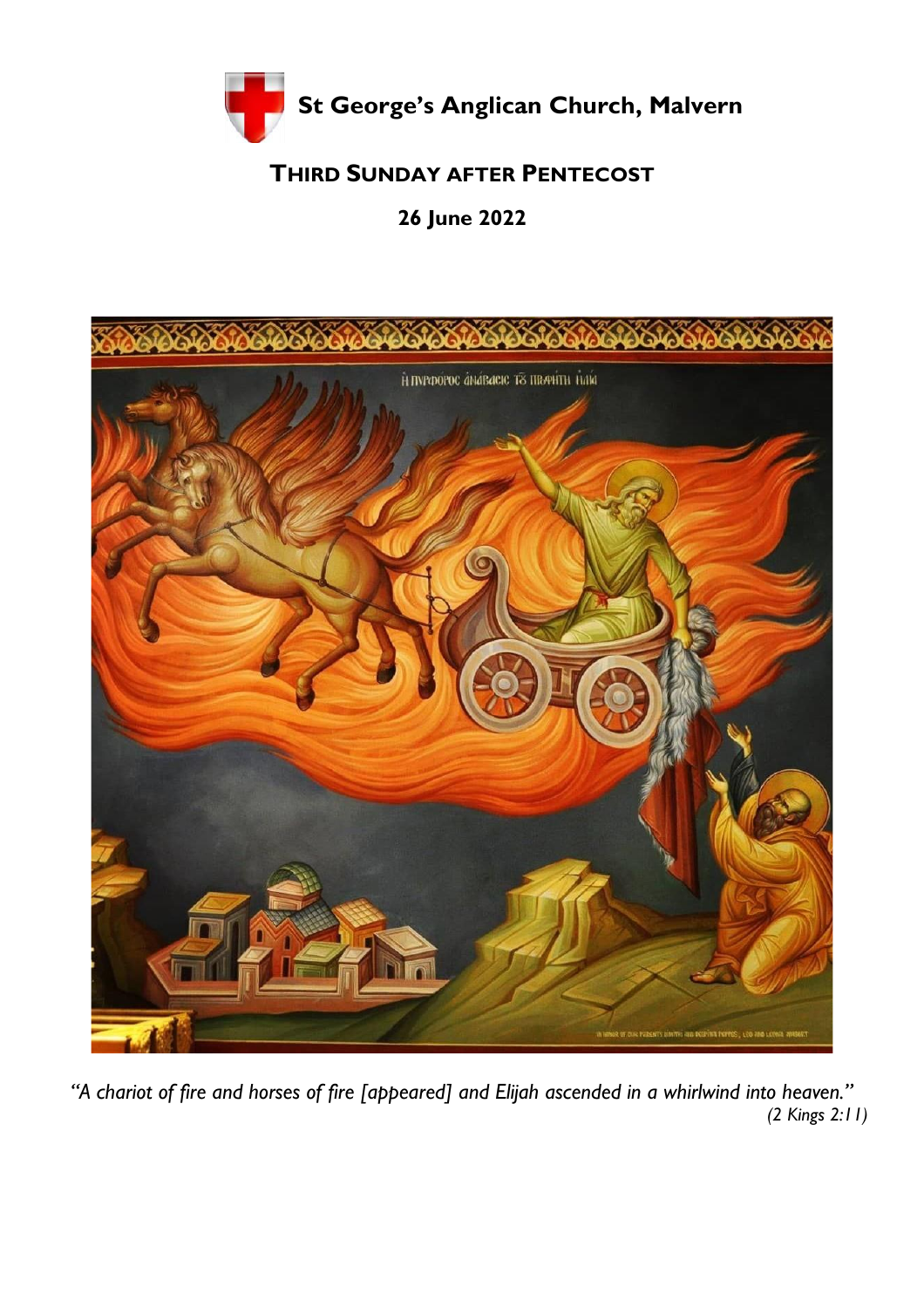# St George's Anglican Church, Malvern

## THIRD SUNDAY AFTER PENTECOST

**26 June 2022**

*"A chariot of fire and horses of fire [appeared] and Elijah ascended in a whirlwind into heaven."*
*(2 Kings 2:11)*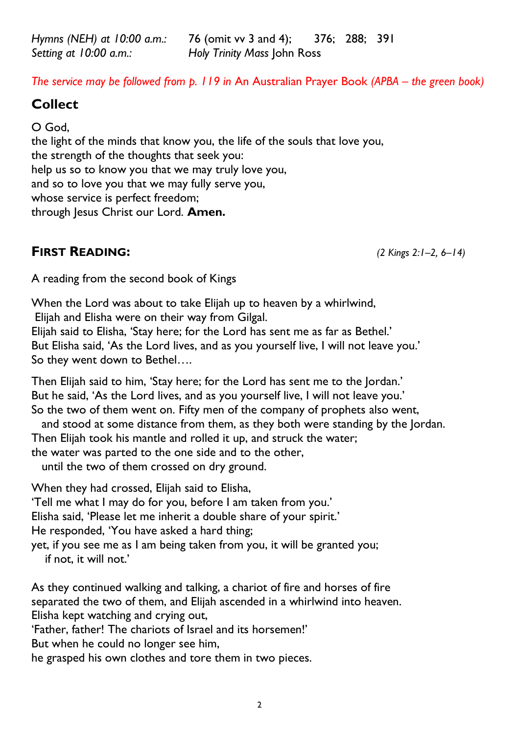*Hymns (NEH) at 10:00 a.m.:* 76 (omit vv 3 and 4); 376; 288; 391
*Setting at 10:00 a.m.:* *Holy Trinity Mass* John Ross

*The service may be followed from p. 119 in* An Australian Prayer Book *(APBA – the green book)*

## Collect

O God,
the light of the minds that know you, the life of the souls that love you,
the strength of the thoughts that seek you:
help us so to know you that we may truly love you,
and so to love you that we may fully serve you,
whose service is perfect freedom;
through Jesus Christ our Lord. **Amen.**

## First Reading: *(2 Kings 2:1–2, 6–14)*

A reading from the second book of Kings

When the Lord was about to take Elijah up to heaven by a whirlwind,
Elijah and Elisha were on their way from Gilgal.
Elijah said to Elisha, 'Stay here; for the Lord has sent me as far as Bethel.'
But Elisha said, 'As the Lord lives, and as you yourself live, I will not leave you.'
So they went down to Bethel….

Then Elijah said to him, 'Stay here; for the Lord has sent me to the Jordan.'
But he said, 'As the Lord lives, and as you yourself live, I will not leave you.'
So the two of them went on. Fifty men of the company of prophets also went,
and stood at some distance from them, as they both were standing by the Jordan.
Then Elijah took his mantle and rolled it up, and struck the water;
the water was parted to the one side and to the other,
until the two of them crossed on dry ground.

When they had crossed, Elijah said to Elisha,
'Tell me what I may do for you, before I am taken from you.'
Elisha said, 'Please let me inherit a double share of your spirit.'
He responded, 'You have asked a hard thing;
yet, if you see me as I am being taken from you, it will be granted you;
if not, it will not.'

As they continued walking and talking, a chariot of fire and horses of fire
separated the two of them, and Elijah ascended in a whirlwind into heaven.
Elisha kept watching and crying out,
'Father, father! The chariots of Israel and its horsemen!'
But when he could no longer see him,
he grasped his own clothes and tore them in two pieces.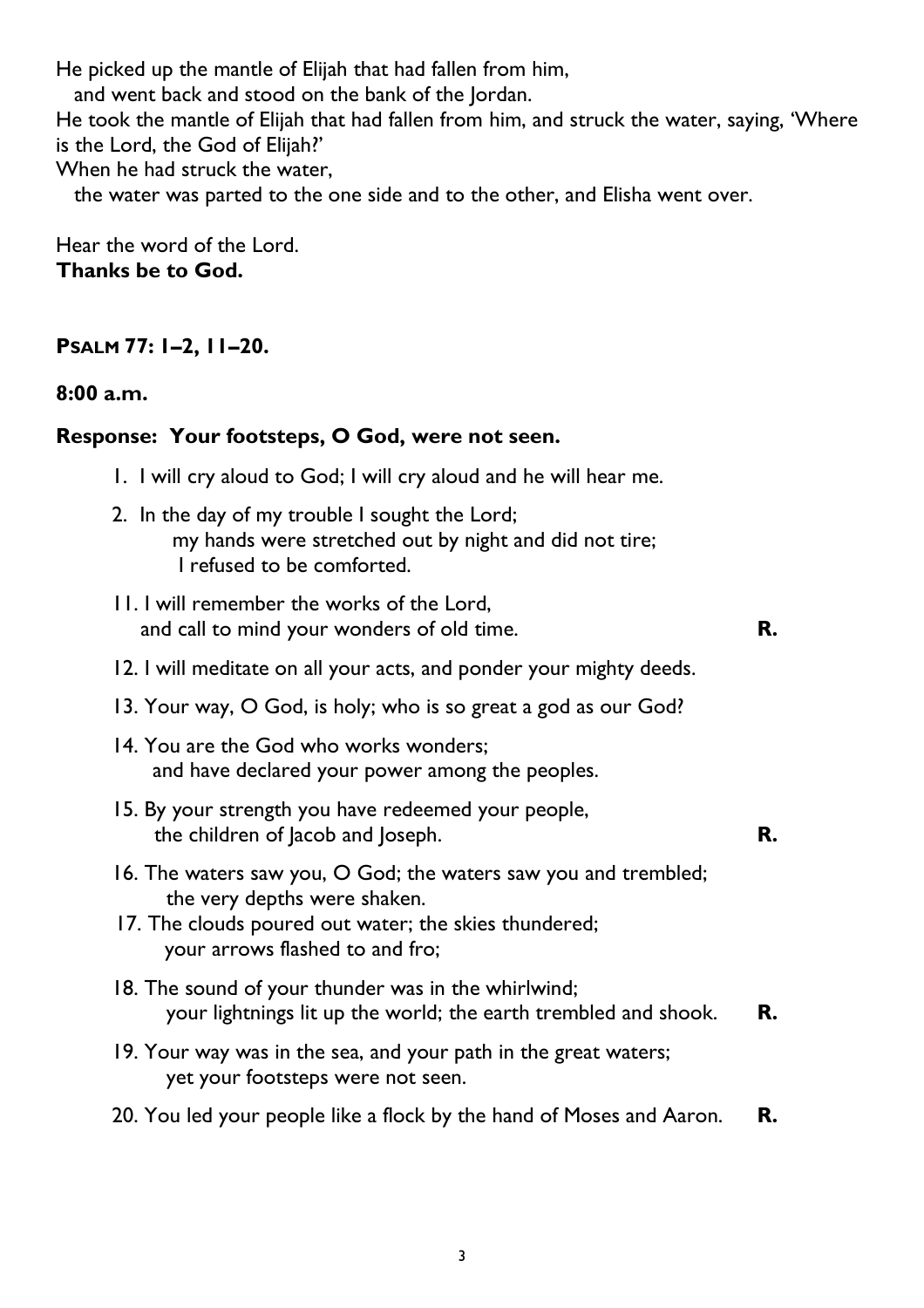He picked up the mantle of Elijah that had fallen from him,
   and went back and stood on the bank of the Jordan.
He took the mantle of Elijah that had fallen from him, and struck the water, saying, 'Where is the Lord, the God of Elijah?'
When he had struck the water,
   the water was parted to the one side and to the other, and Elisha went over.

Hear the word of the Lord.
**Thanks be to God.**

**PSALM 77: 1–2, 11–20.**

**8:00 a.m.**

**Response: Your footsteps, O God, were not seen.**

1. I will cry aloud to God; I will cry aloud and he will hear me.

2. In the day of my trouble I sought the Lord;
   my hands were stretched out by night and did not tire;
   I refused to be comforted.

11. I will remember the works of the Lord,
   and call to mind your wonders of old time. **R.**

12. I will meditate on all your acts, and ponder your mighty deeds.

13. Your way, O God, is holy; who is so great a god as our God?

14. You are the God who works wonders;
   and have declared your power among the peoples.

15. By your strength you have redeemed your people,
   the children of Jacob and Joseph. **R.**

16. The waters saw you, O God; the waters saw you and trembled;
   the very depths were shaken.

17. The clouds poured out water; the skies thundered;
   your arrows flashed to and fro;

18. The sound of your thunder was in the whirlwind;
   your lightnings lit up the world; the earth trembled and shook. **R.**

19. Your way was in the sea, and your path in the great waters;
   yet your footsteps were not seen.

20. You led your people like a flock by the hand of Moses and Aaron. **R.**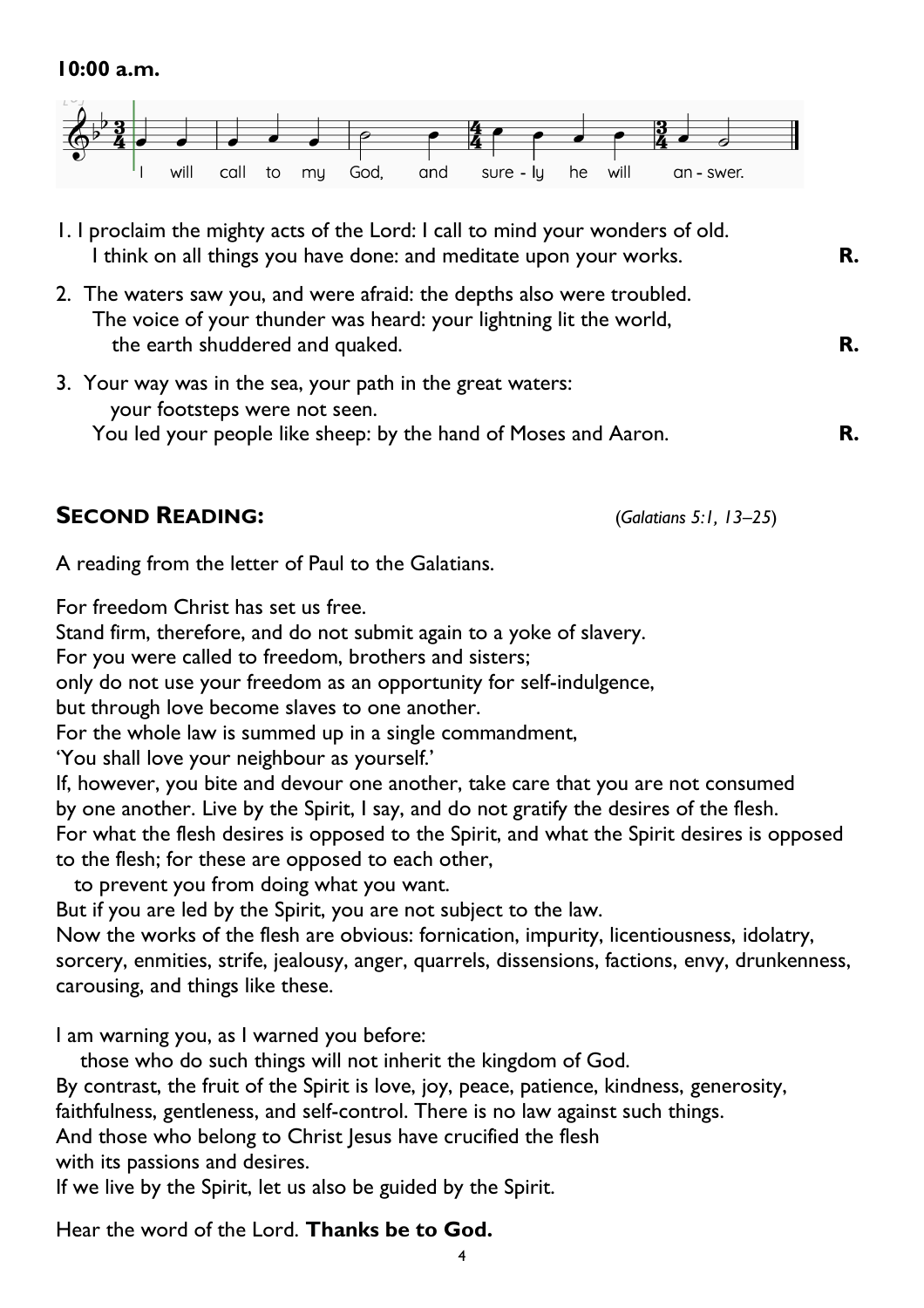**10:00 a.m.**

I will call to my God, and sure - ly he will an - swer.

1. I proclaim the mighty acts of the Lord: I call to mind your wonders of old.
   I think on all things you have done: and meditate upon your works. **R.**

2. The waters saw you, and were afraid: the depths also were troubled.
   The voice of your thunder was heard: your lightning lit the world,
   the earth shuddered and quaked. **R.**

3. Your way was in the sea, your path in the great waters:
   your footsteps were not seen.
   You led your people like sheep: by the hand of Moses and Aaron. **R.**

## SECOND READING: *(Galatians 5:1, 13–25)*

A reading from the letter of Paul to the Galatians.

For freedom Christ has set us free.
Stand firm, therefore, and do not submit again to a yoke of slavery.
For you were called to freedom, brothers and sisters;
only do not use your freedom as an opportunity for self-indulgence,
but through love become slaves to one another.
For the whole law is summed up in a single commandment,
'You shall love your neighbour as yourself.'
If, however, you bite and devour one another, take care that you are not consumed by one another. Live by the Spirit, I say, and do not gratify the desires of the flesh.
For what the flesh desires is opposed to the Spirit, and what the Spirit desires is opposed to the flesh; for these are opposed to each other,
to prevent you from doing what you want.
But if you are led by the Spirit, you are not subject to the law.
Now the works of the flesh are obvious: fornication, impurity, licentiousness, idolatry, sorcery, enmities, strife, jealousy, anger, quarrels, dissensions, factions, envy, drunkenness, carousing, and things like these.

I am warning you, as I warned you before:
those who do such things will not inherit the kingdom of God.
By contrast, the fruit of the Spirit is love, joy, peace, patience, kindness, generosity, faithfulness, gentleness, and self-control. There is no law against such things.
And those who belong to Christ Jesus have crucified the flesh
with its passions and desires.
If we live by the Spirit, let us also be guided by the Spirit.

Hear the word of the Lord. **Thanks be to God.**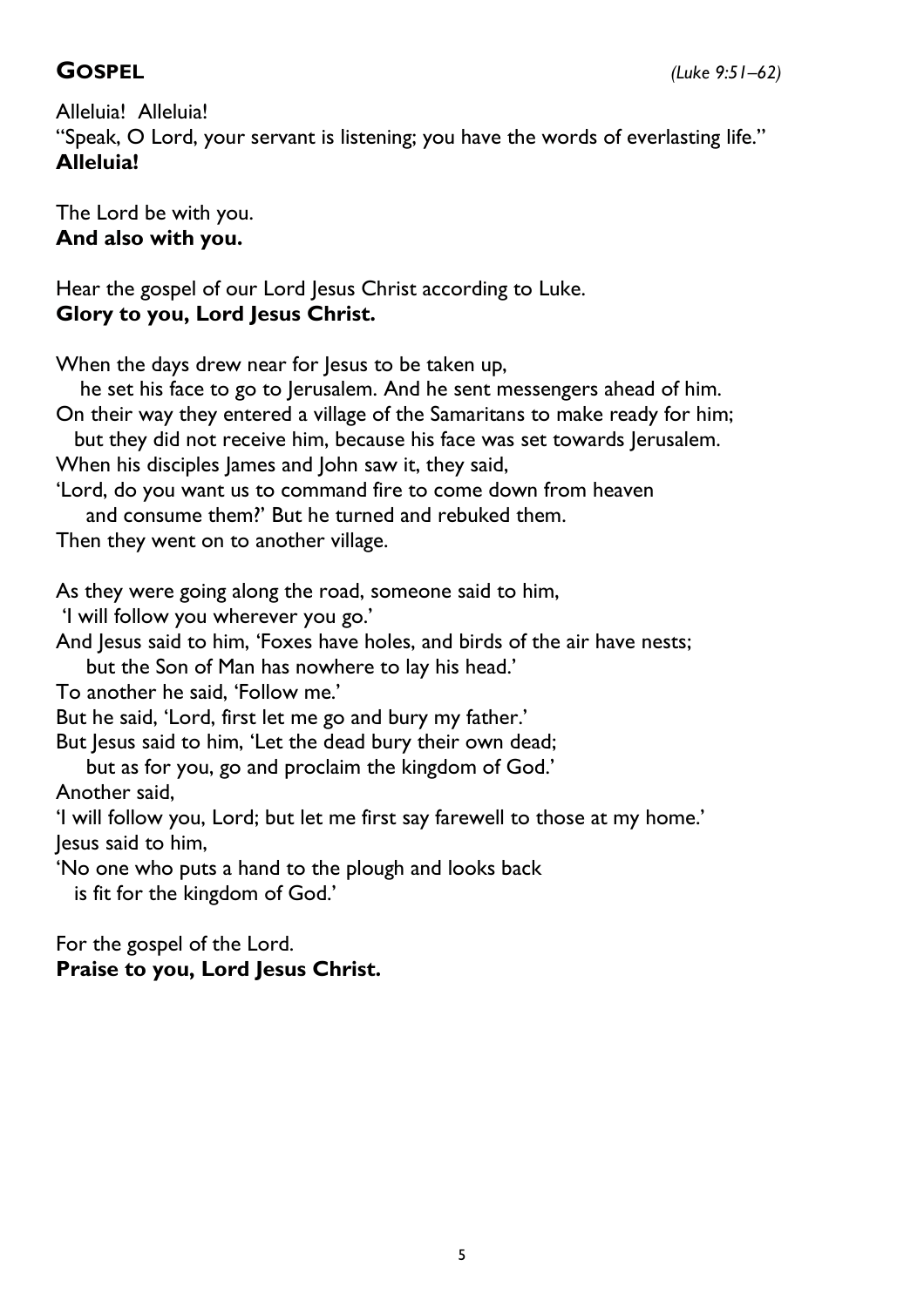## GOSPEL *(Luke 9:51–62)*

Alleluia! Alleluia!
"Speak, O Lord, your servant is listening; you have the words of everlasting life."
**Alleluia!**

The Lord be with you.
**And also with you.**

Hear the gospel of our Lord Jesus Christ according to Luke.
**Glory to you, Lord Jesus Christ.**

When the days drew near for Jesus to be taken up,
he set his face to go to Jerusalem. And he sent messengers ahead of him.
On their way they entered a village of the Samaritans to make ready for him;
but they did not receive him, because his face was set towards Jerusalem.
When his disciples James and John saw it, they said,
'Lord, do you want us to command fire to come down from heaven
and consume them?' But he turned and rebuked them.
Then they went on to another village.

As they were going along the road, someone said to him,
'I will follow you wherever you go.'
And Jesus said to him, 'Foxes have holes, and birds of the air have nests;
but the Son of Man has nowhere to lay his head.'
To another he said, 'Follow me.'
But he said, 'Lord, first let me go and bury my father.'
But Jesus said to him, 'Let the dead bury their own dead;
but as for you, go and proclaim the kingdom of God.'
Another said,
'I will follow you, Lord; but let me first say farewell to those at my home.'
Jesus said to him,
'No one who puts a hand to the plough and looks back
is fit for the kingdom of God.'

For the gospel of the Lord.
**Praise to you, Lord Jesus Christ.**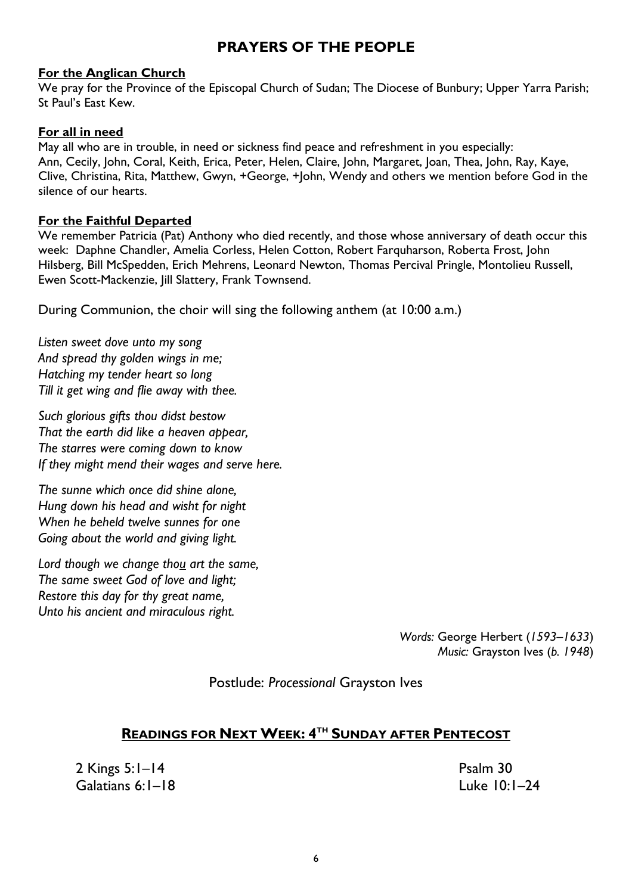## PRAYERS OF THE PEOPLE

**For the Anglican Church**

We pray for the Province of the Episcopal Church of Sudan; The Diocese of Bunbury; Upper Yarra Parish; St Paul's East Kew.

**For all in need**

May all who are in trouble, in need or sickness find peace and refreshment in you especially: Ann, Cecily, John, Coral, Keith, Erica, Peter, Helen, Claire, John, Margaret, Joan, Thea, John, Ray, Kaye, Clive, Christina, Rita, Matthew, Gwyn, +George, +John, Wendy and others we mention before God in the silence of our hearts.

**For the Faithful Departed**

We remember Patricia (Pat) Anthony who died recently, and those whose anniversary of death occur this week: Daphne Chandler, Amelia Corless, Helen Cotton, Robert Farquharson, Roberta Frost, John Hilsberg, Bill McSpedden, Erich Mehrens, Leonard Newton, Thomas Percival Pringle, Montolieu Russell, Ewen Scott-Mackenzie, Jill Slattery, Frank Townsend.

During Communion, the choir will sing the following anthem (at 10:00 a.m.)

*Listen sweet dove unto my song*
*And spread thy golden wings in me;*
*Hatching my tender heart so long*
*Till it get wing and flie away with thee.*

*Such glorious gifts thou didst bestow*
*That the earth did like a heaven appear,*
*The starres were coming down to know*
*If they might mend their wages and serve here.*

*The sunne which once did shine alone,*
*Hung down his head and wisht for night*
*When he beheld twelve sunnes for one*
*Going about the world and giving light.*

*Lord though we change thou art the same,*
*The same sweet God of love and light;*
*Restore this day for thy great name,*
*Unto his ancient and miraculous right.*

*Words:* George Herbert (*1593–1633*)
*Music:* Grayston Ives (*b. 1948*)

Postlude: *Processional* Grayston Ives

## READINGS FOR NEXT WEEK: 4TH SUNDAY AFTER PENTECOST

2 Kings 5:1–14
Psalm 30
Galatians 6:1–18
Luke 10:1–24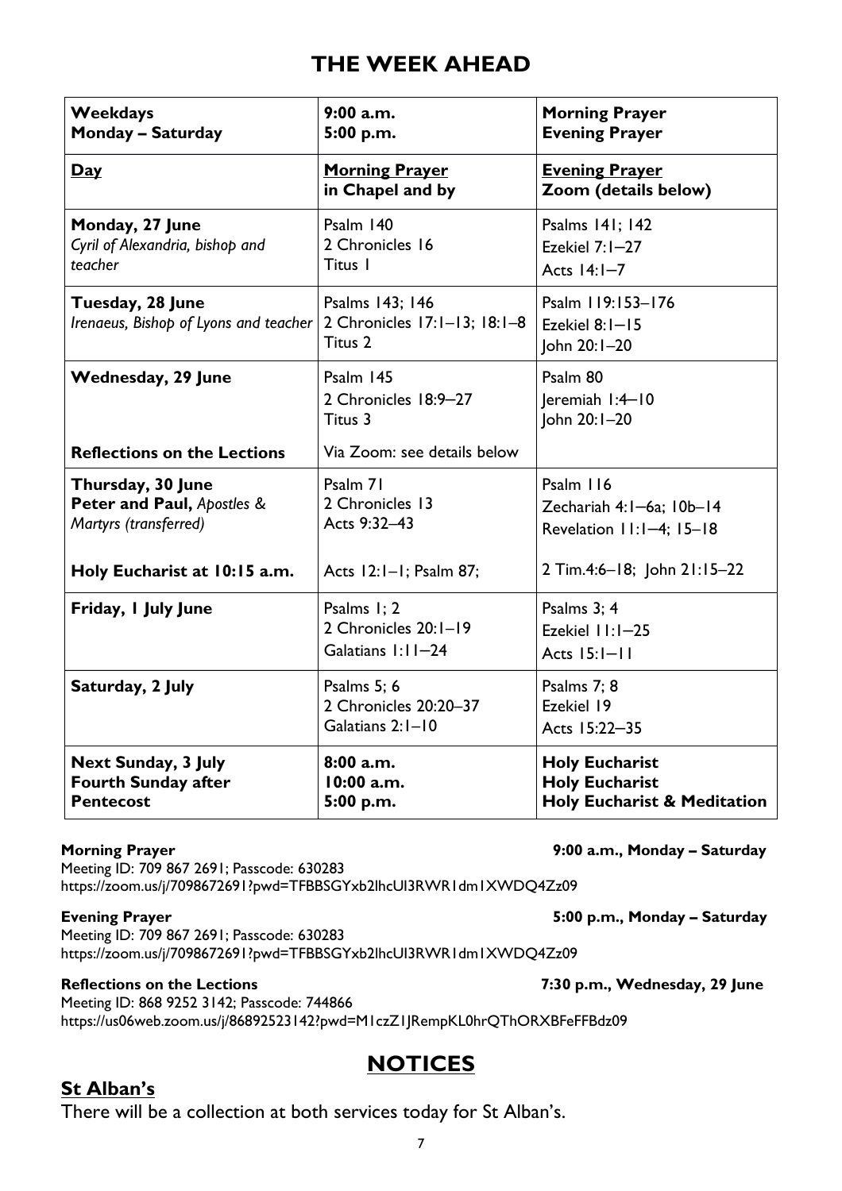# THE WEEK AHEAD

| **Weekdays**<br>**Monday – Saturday** | **9:00 a.m.**<br>**5:00 p.m.** | **Morning Prayer**<br>**Evening Prayer** |
|---|---|---|
| **Day** | **Morning Prayer in Chapel and by** | **Evening Prayer Zoom (details below)** |
| **Monday, 27 June**<br>*Cyril of Alexandria, bishop and teacher* | Psalm 140<br>2 Chronicles 16<br>Titus 1 | Psalms 141; 142<br>Ezekiel 7:1–27<br>Acts 14:1–7 |
| **Tuesday, 28 June**<br>*Irenaeus, Bishop of Lyons and teacher* | Psalms 143; 146<br>2 Chronicles 17:1–13; 18:1–8<br>Titus 2 | Psalm 119:153–176<br>Ezekiel 8:1–15<br>John 20:1–20 |
| **Wednesday, 29 June** | Psalm 145<br>2 Chronicles 18:9–27<br>Titus 3 | Psalm 80<br>Jeremiah 1:4–10<br>John 20:1–20 |
| **Reflections on the Lections** | Via Zoom: see details below | |
| **Thursday, 30 June**<br>**Peter and Paul,** *Apostles & Martyrs (transferred)* | Psalm 71<br>2 Chronicles 13<br>Acts 9:32–43 | Psalm 116<br>Zechariah 4:1–6a; 10b–14<br>Revelation 11:1–4; 15–18 |
| **Holy Eucharist at 10:15 a.m.** | Acts 12:1–1; Psalm 87; | 2 Tim.4:6–18; John 21:15–22 |
| **Friday, 1 July June** | Psalms 1; 2<br>2 Chronicles 20:1–19<br>Galatians 1:11–24 | Psalms 3; 4<br>Ezekiel 11:1–25<br>Acts 15:1–11 |
| **Saturday, 2 July** | Psalms 5; 6<br>2 Chronicles 20:20–37<br>Galatians 2:1–10 | Psalms 7; 8<br>Ezekiel 19<br>Acts 15:22–35 |
| **Next Sunday, 3 July**<br>**Fourth Sunday after Pentecost** | **8:00 a.m.**<br>**10:00 a.m.**<br>**5:00 p.m.** | **Holy Eucharist**<br>**Holy Eucharist**<br>**Holy Eucharist & Meditation** |

**Morning Prayer** — **9:00 a.m., Monday – Saturday**
Meeting ID: 709 867 2691; Passcode: 630283
https://zoom.us/j/7098672691?pwd=TFBBSGYxb2lhcUI3RWR1dm1XWDQ4Zz09

**Evening Prayer** — **5:00 p.m., Monday – Saturday**
Meeting ID: 709 867 2691; Passcode: 630283
https://zoom.us/j/7098672691?pwd=TFBBSGYxb2lhcUI3RWR1dm1XWDQ4Zz09

**Reflections on the Lections** — **7:30 p.m., Wednesday, 29 June**
Meeting ID: 868 9252 3142; Passcode: 744866
https://us06web.zoom.us/j/86892523142?pwd=M1czZ1JRempKL0hrQThORXBFeFFBdz09

# NOTICES

## St Alban's

There will be a collection at both services today for St Alban's.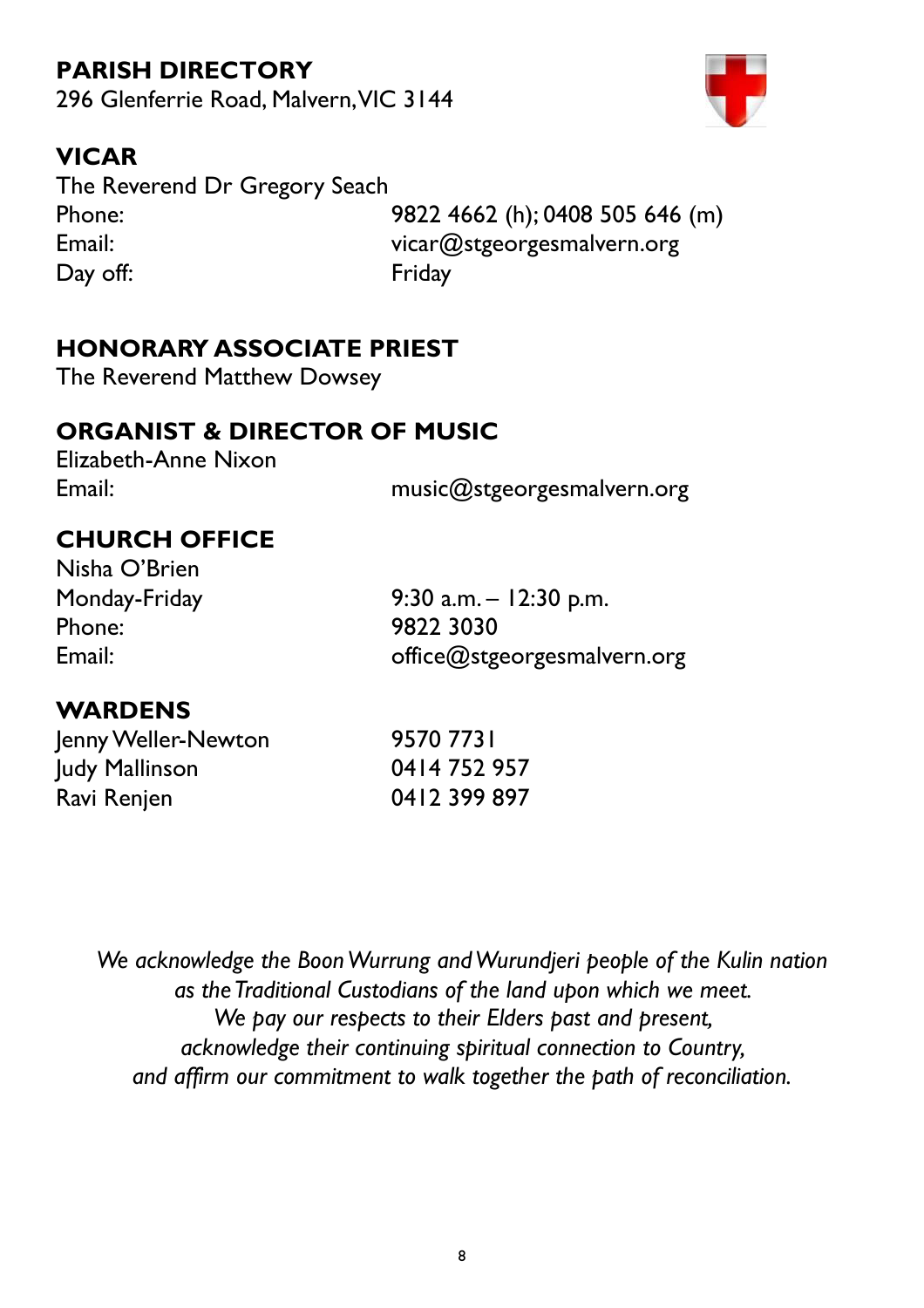# PARISH DIRECTORY

296 Glenferrie Road, Malvern, VIC 3144

## VICAR

The Reverend Dr Gregory Seach

| | |
|---|---|
| Phone: | 9822 4662 (h); 0408 505 646 (m) |
| Email: | vicar@stgeorgesmalvern.org |
| Day off: | Friday |

## HONORARY ASSOCIATE PRIEST

The Reverend Matthew Dowsey

## ORGANIST & DIRECTOR OF MUSIC

Elizabeth-Anne Nixon

| | |
|---|---|
| Email: | music@stgeorgesmalvern.org |

## CHURCH OFFICE

Nisha O'Brien

| | |
|---|---|
| Monday-Friday | 9:30 a.m. – 12:30 p.m. |
| Phone: | 9822 3030 |
| Email: | office@stgeorgesmalvern.org |

## WARDENS

| | |
|---|---|
| Jenny Weller-Newton | 9570 7731 |
| Judy Mallinson | 0414 752 957 |
| Ravi Renjen | 0412 399 897 |

*We acknowledge the Boon Wurrung and Wurundjeri people of the Kulin nation as the Traditional Custodians of the land upon which we meet. We pay our respects to their Elders past and present, acknowledge their continuing spiritual connection to Country, and affirm our commitment to walk together the path of reconciliation.*